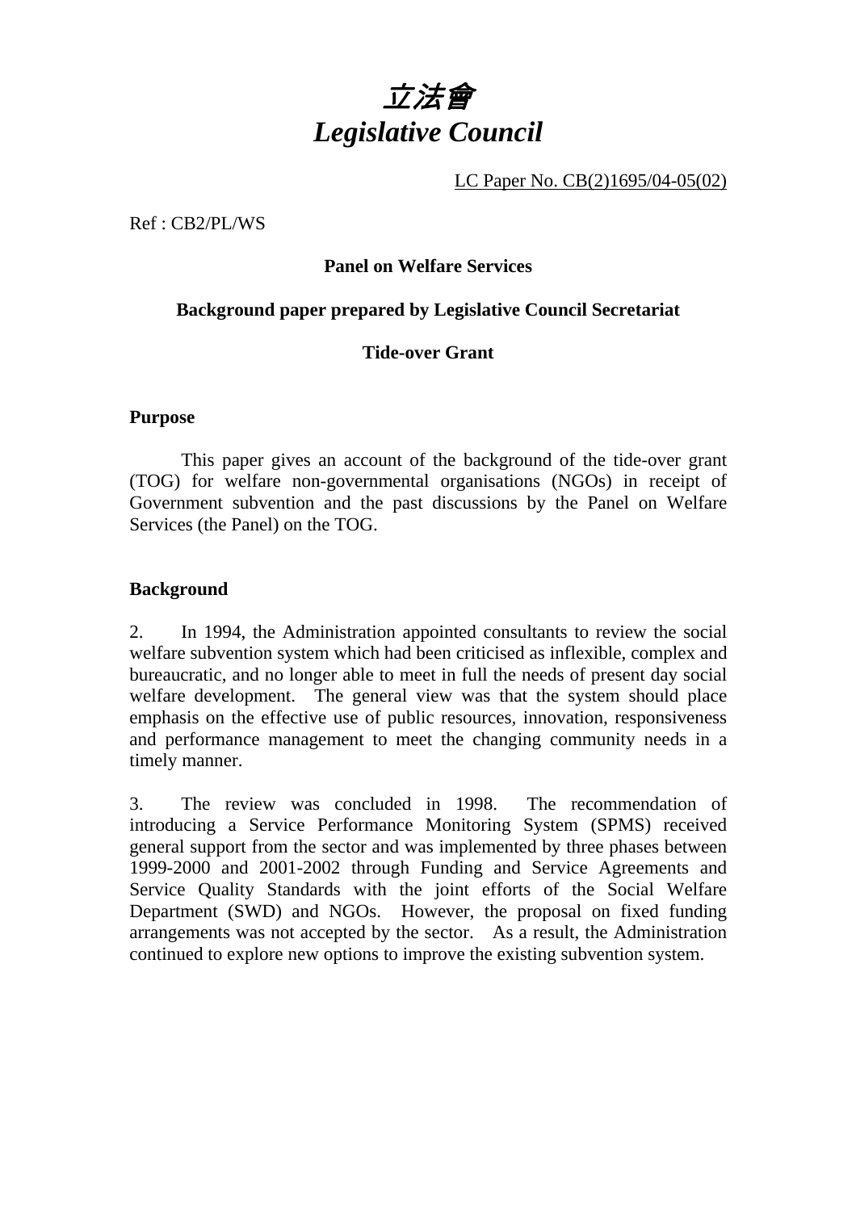# *立法會*
# *Legislative Council*

LC Paper No. CB(2)1695/04-05(02)

Ref : CB2/PL/WS

**Panel on Welfare Services**

**Background paper prepared by Legislative Council Secretariat**

**Tide-over Grant**

## Purpose

This paper gives an account of the background of the tide-over grant (TOG) for welfare non-governmental organisations (NGOs) in receipt of Government subvention and the past discussions by the Panel on Welfare Services (the Panel) on the TOG.

## Background

2. In 1994, the Administration appointed consultants to review the social welfare subvention system which had been criticised as inflexible, complex and bureaucratic, and no longer able to meet in full the needs of present day social welfare development. The general view was that the system should place emphasis on the effective use of public resources, innovation, responsiveness and performance management to meet the changing community needs in a timely manner.

3. The review was concluded in 1998. The recommendation of introducing a Service Performance Monitoring System (SPMS) received general support from the sector and was implemented by three phases between 1999-2000 and 2001-2002 through Funding and Service Agreements and Service Quality Standards with the joint efforts of the Social Welfare Department (SWD) and NGOs. However, the proposal on fixed funding arrangements was not accepted by the sector. As a result, the Administration continued to explore new options to improve the existing subvention system.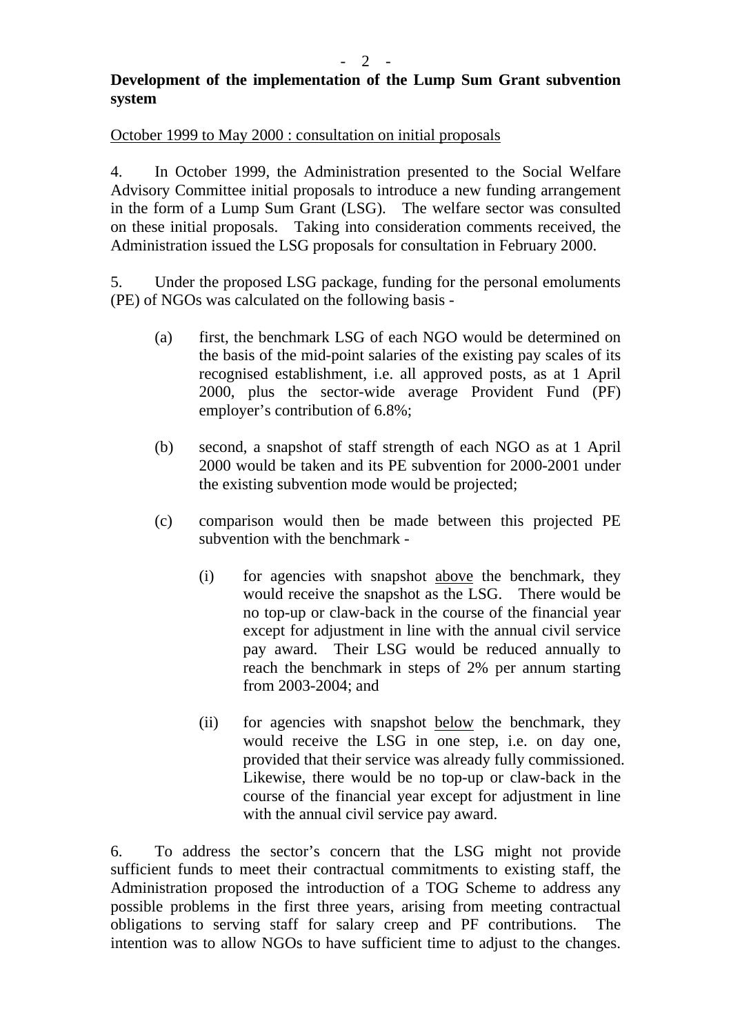**Development of the implementation of the Lump Sum Grant subvention system**

October 1999 to May 2000 : consultation on initial proposals

4. In October 1999, the Administration presented to the Social Welfare Advisory Committee initial proposals to introduce a new funding arrangement in the form of a Lump Sum Grant (LSG). The welfare sector was consulted on these initial proposals. Taking into consideration comments received, the Administration issued the LSG proposals for consultation in February 2000.

5. Under the proposed LSG package, funding for the personal emoluments (PE) of NGOs was calculated on the following basis -

(a) first, the benchmark LSG of each NGO would be determined on the basis of the mid-point salaries of the existing pay scales of its recognised establishment, i.e. all approved posts, as at 1 April 2000, plus the sector-wide average Provident Fund (PF) employer's contribution of 6.8%;

(b) second, a snapshot of staff strength of each NGO as at 1 April 2000 would be taken and its PE subvention for 2000-2001 under the existing subvention mode would be projected;

(c) comparison would then be made between this projected PE subvention with the benchmark -

(i) for agencies with snapshot above the benchmark, they would receive the snapshot as the LSG. There would be no top-up or claw-back in the course of the financial year except for adjustment in line with the annual civil service pay award. Their LSG would be reduced annually to reach the benchmark in steps of 2% per annum starting from 2003-2004; and

(ii) for agencies with snapshot below the benchmark, they would receive the LSG in one step, i.e. on day one, provided that their service was already fully commissioned. Likewise, there would be no top-up or claw-back in the course of the financial year except for adjustment in line with the annual civil service pay award.

6. To address the sector's concern that the LSG might not provide sufficient funds to meet their contractual commitments to existing staff, the Administration proposed the introduction of a TOG Scheme to address any possible problems in the first three years, arising from meeting contractual obligations to serving staff for salary creep and PF contributions. The intention was to allow NGOs to have sufficient time to adjust to the changes.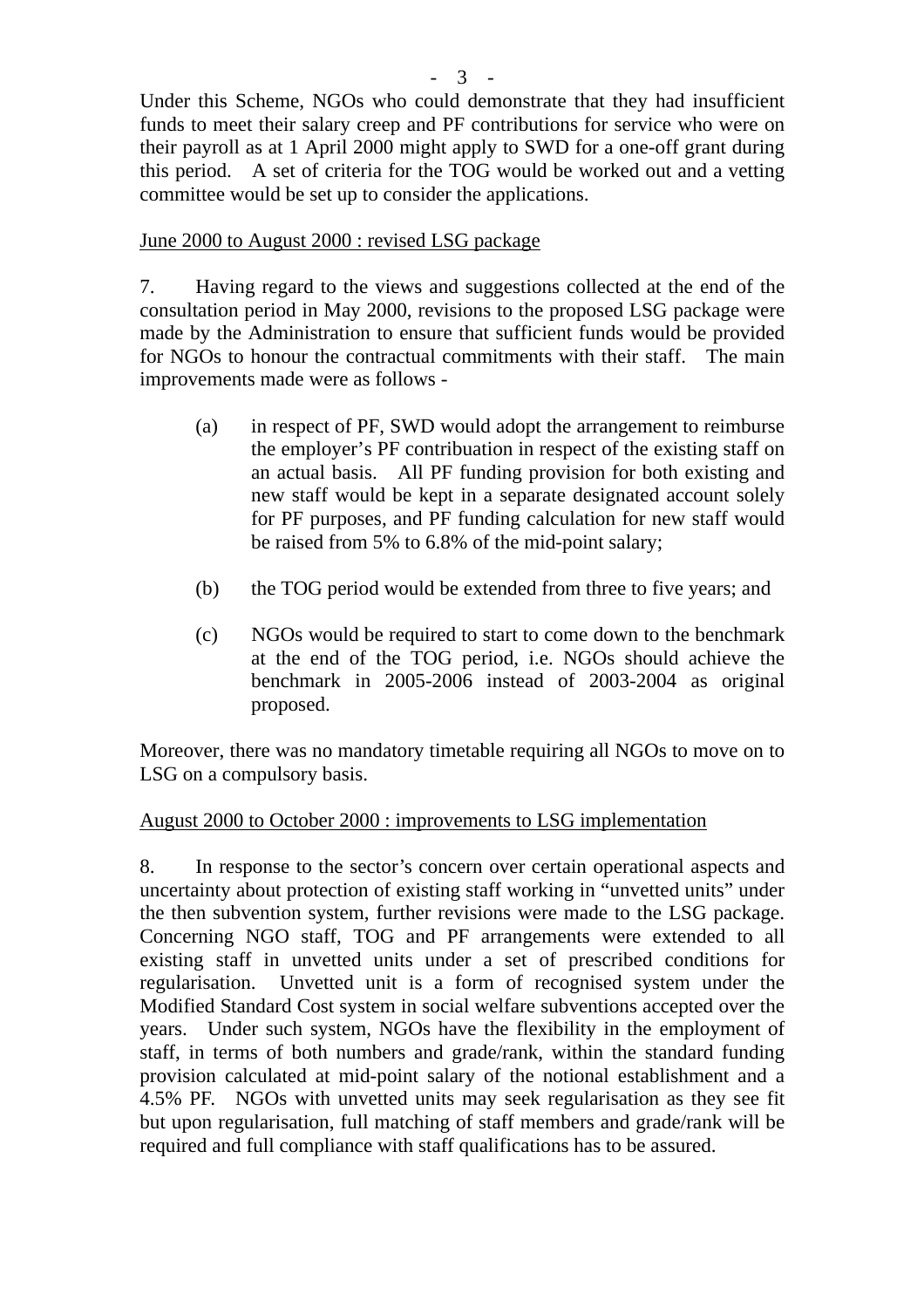Under this Scheme, NGOs who could demonstrate that they had insufficient funds to meet their salary creep and PF contributions for service who were on their payroll as at 1 April 2000 might apply to SWD for a one-off grant during this period. A set of criteria for the TOG would be worked out and a vetting committee would be set up to consider the applications.

June 2000 to August 2000 : revised LSG package

7. Having regard to the views and suggestions collected at the end of the consultation period in May 2000, revisions to the proposed LSG package were made by the Administration to ensure that sufficient funds would be provided for NGOs to honour the contractual commitments with their staff. The main improvements made were as follows -

(a) in respect of PF, SWD would adopt the arrangement to reimburse the employer's PF contribuation in respect of the existing staff on an actual basis. All PF funding provision for both existing and new staff would be kept in a separate designated account solely for PF purposes, and PF funding calculation for new staff would be raised from 5% to 6.8% of the mid-point salary;

(b) the TOG period would be extended from three to five years; and

(c) NGOs would be required to start to come down to the benchmark at the end of the TOG period, i.e. NGOs should achieve the benchmark in 2005-2006 instead of 2003-2004 as original proposed.

Moreover, there was no mandatory timetable requiring all NGOs to move on to LSG on a compulsory basis.

August 2000 to October 2000 : improvements to LSG implementation

8. In response to the sector's concern over certain operational aspects and uncertainty about protection of existing staff working in "unvetted units" under the then subvention system, further revisions were made to the LSG package. Concerning NGO staff, TOG and PF arrangements were extended to all existing staff in unvetted units under a set of prescribed conditions for regularisation. Unvetted unit is a form of recognised system under the Modified Standard Cost system in social welfare subventions accepted over the years. Under such system, NGOs have the flexibility in the employment of staff, in terms of both numbers and grade/rank, within the standard funding provision calculated at mid-point salary of the notional establishment and a 4.5% PF. NGOs with unvetted units may seek regularisation as they see fit but upon regularisation, full matching of staff members and grade/rank will be required and full compliance with staff qualifications has to be assured.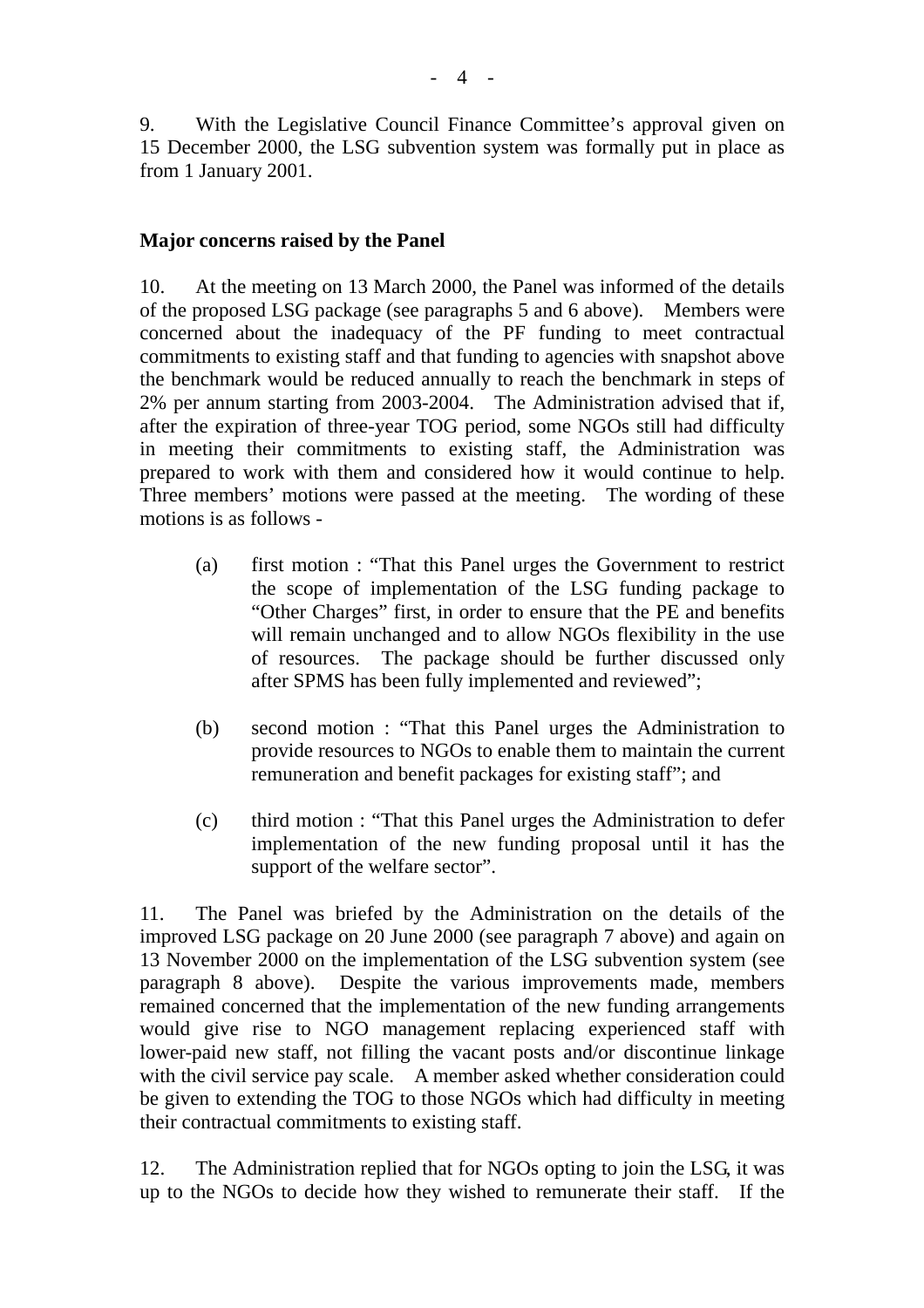9. With the Legislative Council Finance Committee's approval given on 15 December 2000, the LSG subvention system was formally put in place as from 1 January 2001.

**Major concerns raised by the Panel**

10. At the meeting on 13 March 2000, the Panel was informed of the details of the proposed LSG package (see paragraphs 5 and 6 above). Members were concerned about the inadequacy of the PF funding to meet contractual commitments to existing staff and that funding to agencies with snapshot above the benchmark would be reduced annually to reach the benchmark in steps of 2% per annum starting from 2003-2004. The Administration advised that if, after the expiration of three-year TOG period, some NGOs still had difficulty in meeting their commitments to existing staff, the Administration was prepared to work with them and considered how it would continue to help. Three members' motions were passed at the meeting. The wording of these motions is as follows -

(a) first motion : "That this Panel urges the Government to restrict the scope of implementation of the LSG funding package to "Other Charges" first, in order to ensure that the PE and benefits will remain unchanged and to allow NGOs flexibility in the use of resources. The package should be further discussed only after SPMS has been fully implemented and reviewed";

(b) second motion : "That this Panel urges the Administration to provide resources to NGOs to enable them to maintain the current remuneration and benefit packages for existing staff"; and

(c) third motion : "That this Panel urges the Administration to defer implementation of the new funding proposal until it has the support of the welfare sector".

11. The Panel was briefed by the Administration on the details of the improved LSG package on 20 June 2000 (see paragraph 7 above) and again on 13 November 2000 on the implementation of the LSG subvention system (see paragraph 8 above). Despite the various improvements made, members remained concerned that the implementation of the new funding arrangements would give rise to NGO management replacing experienced staff with lower-paid new staff, not filling the vacant posts and/or discontinue linkage with the civil service pay scale. A member asked whether consideration could be given to extending the TOG to those NGOs which had difficulty in meeting their contractual commitments to existing staff.

12. The Administration replied that for NGOs opting to join the LSG, it was up to the NGOs to decide how they wished to remunerate their staff. If the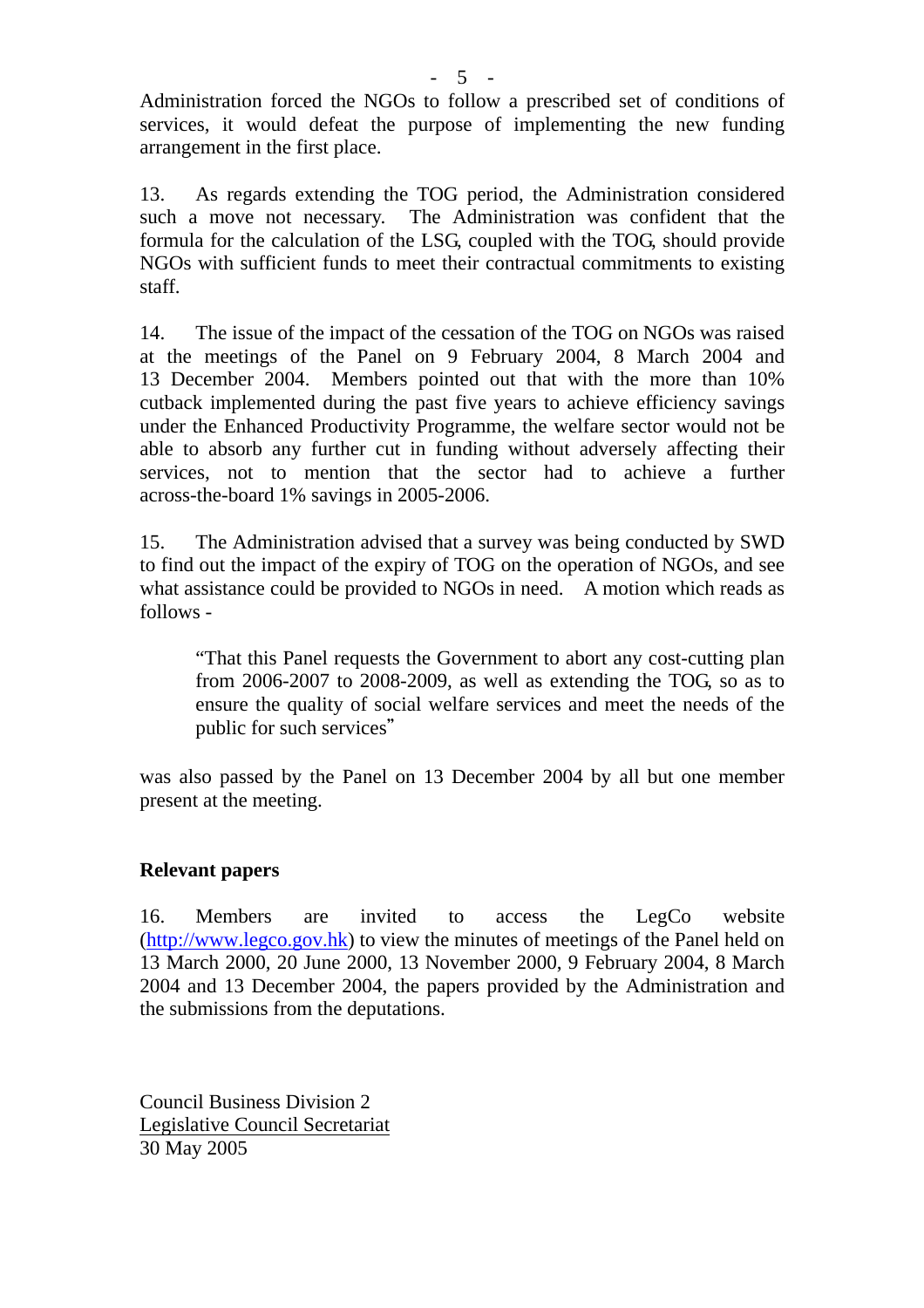Administration forced the NGOs to follow a prescribed set of conditions of services, it would defeat the purpose of implementing the new funding arrangement in the first place.

13. As regards extending the TOG period, the Administration considered such a move not necessary. The Administration was confident that the formula for the calculation of the LSG, coupled with the TOG, should provide NGOs with sufficient funds to meet their contractual commitments to existing staff.

14. The issue of the impact of the cessation of the TOG on NGOs was raised at the meetings of the Panel on 9 February 2004, 8 March 2004 and 13 December 2004. Members pointed out that with the more than 10% cutback implemented during the past five years to achieve efficiency savings under the Enhanced Productivity Programme, the welfare sector would not be able to absorb any further cut in funding without adversely affecting their services, not to mention that the sector had to achieve a further across-the-board 1% savings in 2005-2006.

15. The Administration advised that a survey was being conducted by SWD to find out the impact of the expiry of TOG on the operation of NGOs, and see what assistance could be provided to NGOs in need. A motion which reads as follows -

> "That this Panel requests the Government to abort any cost-cutting plan from 2006-2007 to 2008-2009, as well as extending the TOG, so as to ensure the quality of social welfare services and meet the needs of the public for such services"

was also passed by the Panel on 13 December 2004 by all but one member present at the meeting.

**Relevant papers**

16. Members are invited to access the LegCo website (http://www.legco.gov.hk) to view the minutes of meetings of the Panel held on 13 March 2000, 20 June 2000, 13 November 2000, 9 February 2004, 8 March 2004 and 13 December 2004, the papers provided by the Administration and the submissions from the deputations.

Council Business Division 2
Legislative Council Secretariat
30 May 2005